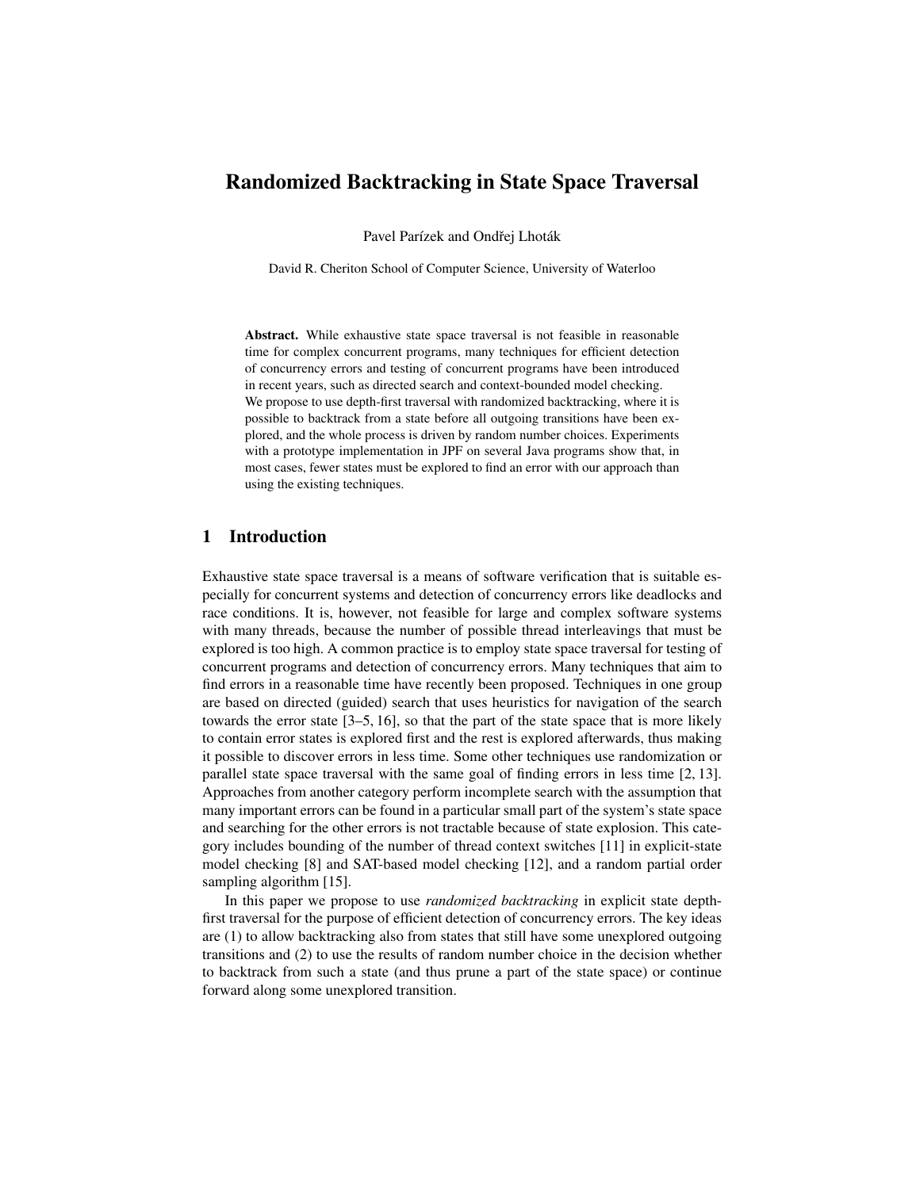# Randomized Backtracking in State Space Traversal

Pavel Parízek and Ondřej Lhoták

David R. Cheriton School of Computer Science, University of Waterloo

**Abstract.** While exhaustive state space traversal is not feasible in reasonable time for complex concurrent programs, many techniques for efficient detection of concurrency errors and testing of concurrent programs have been introduced in recent years, such as directed search and context-bounded model checking. We propose to use depth-first traversal with randomized backtracking, where it is possible to backtrack from a state before all outgoing transitions have been explored, and the whole process is driven by random number choices. Experiments with a prototype implementation in JPF on several Java programs show that, in most cases, fewer states must be explored to find an error with our approach than using the existing techniques.

## 1 Introduction

Exhaustive state space traversal is a means of software verification that is suitable especially for concurrent systems and detection of concurrency errors like deadlocks and race conditions. It is, however, not feasible for large and complex software systems with many threads, because the number of possible thread interleavings that must be explored is too high. A common practice is to employ state space traversal for testing of concurrent programs and detection of concurrency errors. Many techniques that aim to find errors in a reasonable time have recently been proposed. Techniques in one group are based on directed (guided) search that uses heuristics for navigation of the search towards the error state [3–5, 16], so that the part of the state space that is more likely to contain error states is explored first and the rest is explored afterwards, thus making it possible to discover errors in less time. Some other techniques use randomization or parallel state space traversal with the same goal of finding errors in less time [2, 13]. Approaches from another category perform incomplete search with the assumption that many important errors can be found in a particular small part of the system's state space and searching for the other errors is not tractable because of state explosion. This category includes bounding of the number of thread context switches [11] in explicit-state model checking [8] and SAT-based model checking [12], and a random partial order sampling algorithm [15].

In this paper we propose to use *randomized backtracking* in explicit state depth-first traversal for the purpose of efficient detection of concurrency errors. The key ideas are (1) to allow backtracking also from states that still have some unexplored outgoing transitions and (2) to use the results of random number choice in the decision whether to backtrack from such a state (and thus prune a part of the state space) or continue forward along some unexplored transition.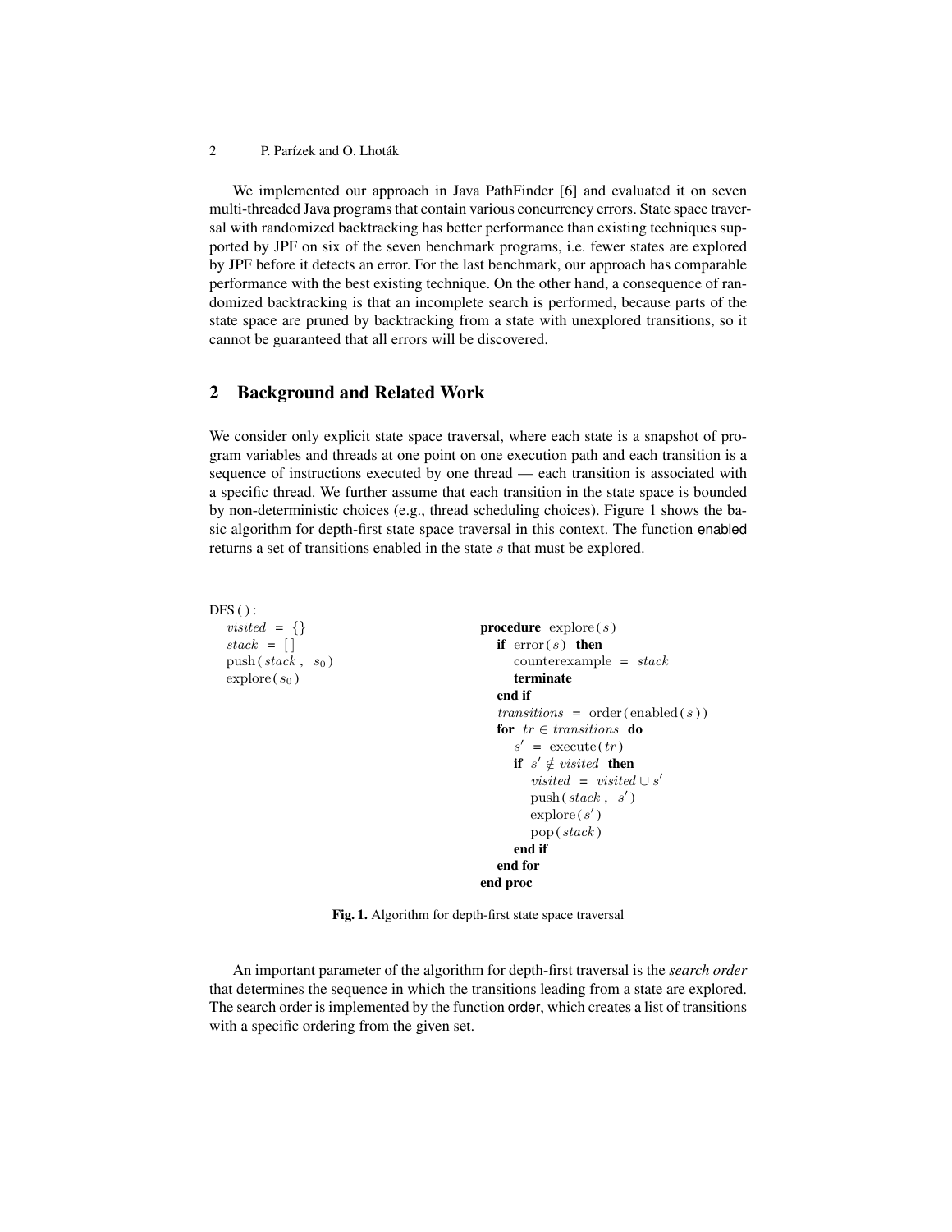We implemented our approach in Java PathFinder [6] and evaluated it on seven multi-threaded Java programs that contain various concurrency errors. State space traversal with randomized backtracking has better performance than existing techniques supported by JPF on six of the seven benchmark programs, i.e. fewer states are explored by JPF before it detects an error. For the last benchmark, our approach has comparable performance with the best existing technique. On the other hand, a consequence of randomized backtracking is that an incomplete search is performed, because parts of the state space are pruned by backtracking from a state with unexplored transitions, so it cannot be guaranteed that all errors will be discovered.

## 2 Background and Related Work

We consider only explicit state space traversal, where each state is a snapshot of program variables and threads at one point on one execution path and each transition is a sequence of instructions executed by one thread — each transition is associated with a specific thread. We further assume that each transition in the state space is bounded by non-deterministic choices (e.g., thread scheduling choices). Figure 1 shows the basic algorithm for depth-first state space traversal in this context. The function enabled returns a set of transitions enabled in the state $s$ that must be explored.

```
DFS ( ) :
  visited = {}
  stack = [ ]
  push ( stack , s0 )
  explore ( s0 )

procedure explore ( s )
  if error ( s ) then
    counterexample = stack
    terminate
  end if
  transitions = order ( enabled ( s ) )
  for tr ∈ transitions do
    s' = execute ( tr )
    if s' ∉ visited then
      visited = visited ∪ s'
      push ( stack , s' )
      explore ( s' )
      pop ( stack )
    end if
  end for
end proc
```

**Fig. 1.** Algorithm for depth-first state space traversal

An important parameter of the algorithm for depth-first traversal is the *search order* that determines the sequence in which the transitions leading from a state are explored. The search order is implemented by the function order, which creates a list of transitions with a specific ordering from the given set.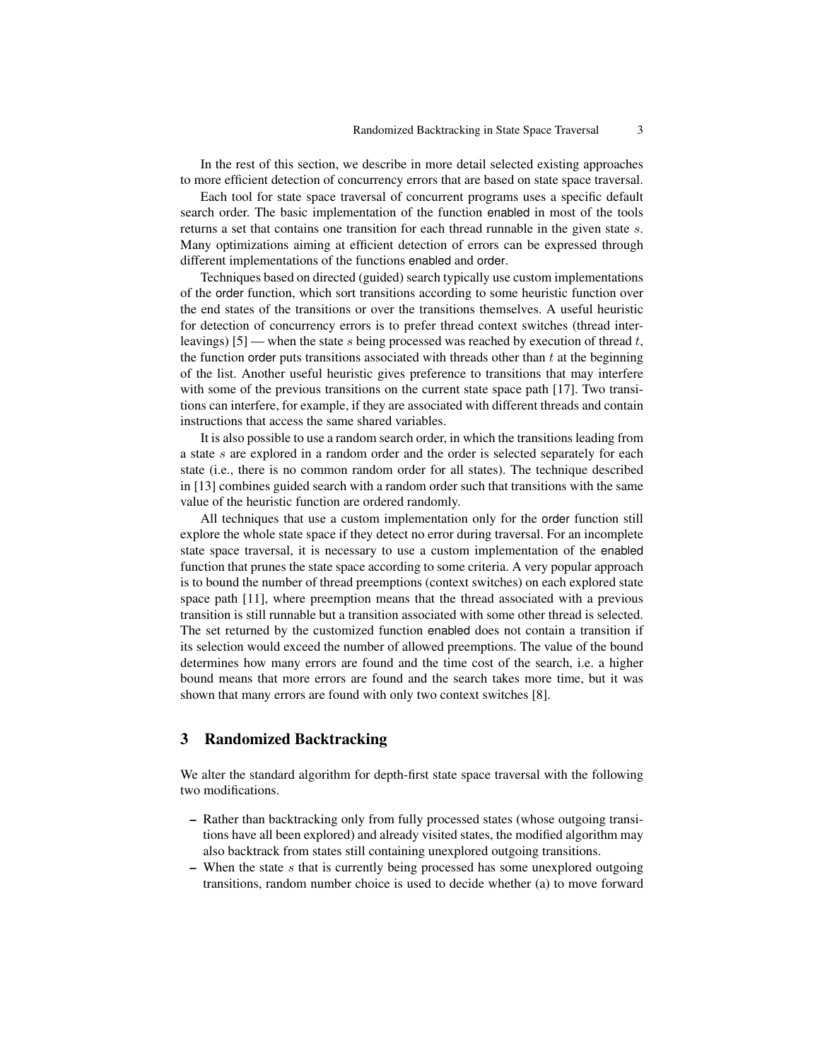In the rest of this section, we describe in more detail selected existing approaches to more efficient detection of concurrency errors that are based on state space traversal.

Each tool for state space traversal of concurrent programs uses a specific default search order. The basic implementation of the function enabled in most of the tools returns a set that contains one transition for each thread runnable in the given state $s$. Many optimizations aiming at efficient detection of errors can be expressed through different implementations of the functions enabled and order.

Techniques based on directed (guided) search typically use custom implementations of the order function, which sort transitions according to some heuristic function over the end states of the transitions or over the transitions themselves. A useful heuristic for detection of concurrency errors is to prefer thread context switches (thread interleavings) [5] — when the state $s$ being processed was reached by execution of thread $t$, the function order puts transitions associated with threads other than $t$ at the beginning of the list. Another useful heuristic gives preference to transitions that may interfere with some of the previous transitions on the current state space path [17]. Two transitions can interfere, for example, if they are associated with different threads and contain instructions that access the same shared variables.

It is also possible to use a random search order, in which the transitions leading from a state $s$ are explored in a random order and the order is selected separately for each state (i.e., there is no common random order for all states). The technique described in [13] combines guided search with a random order such that transitions with the same value of the heuristic function are ordered randomly.

All techniques that use a custom implementation only for the order function still explore the whole state space if they detect no error during traversal. For an incomplete state space traversal, it is necessary to use a custom implementation of the enabled function that prunes the state space according to some criteria. A very popular approach is to bound the number of thread preemptions (context switches) on each explored state space path [11], where preemption means that the thread associated with a previous transition is still runnable but a transition associated with some other thread is selected. The set returned by the customized function enabled does not contain a transition if its selection would exceed the number of allowed preemptions. The value of the bound determines how many errors are found and the time cost of the search, i.e. a higher bound means that more errors are found and the search takes more time, but it was shown that many errors are found with only two context switches [8].

## 3 Randomized Backtracking

We alter the standard algorithm for depth-first state space traversal with the following two modifications.

- Rather than backtracking only from fully processed states (whose outgoing transitions have all been explored) and already visited states, the modified algorithm may also backtrack from states still containing unexplored outgoing transitions.
- When the state $s$ that is currently being processed has some unexplored outgoing transitions, random number choice is used to decide whether (a) to move forward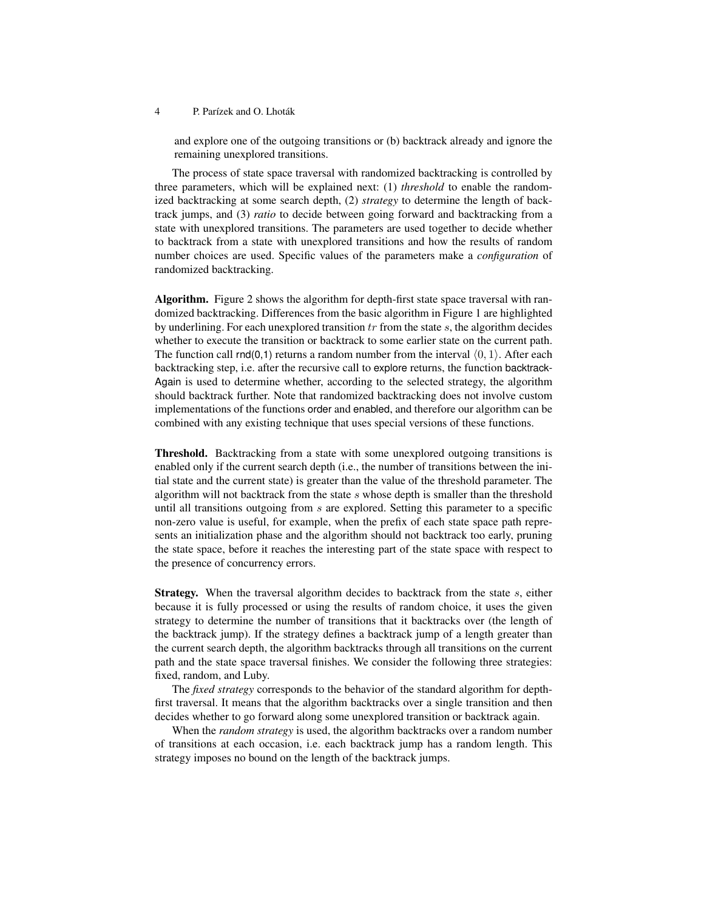and explore one of the outgoing transitions or (b) backtrack already and ignore the remaining unexplored transitions.

The process of state space traversal with randomized backtracking is controlled by three parameters, which will be explained next: (1) *threshold* to enable the randomized backtracking at some search depth, (2) *strategy* to determine the length of backtrack jumps, and (3) *ratio* to decide between going forward and backtracking from a state with unexplored transitions. The parameters are used together to decide whether to backtrack from a state with unexplored transitions and how the results of random number choices are used. Specific values of the parameters make a *configuration* of randomized backtracking.

**Algorithm.** Figure 2 shows the algorithm for depth-first state space traversal with randomized backtracking. Differences from the basic algorithm in Figure 1 are highlighted by underlining. For each unexplored transition $tr$ from the state $s$, the algorithm decides whether to execute the transition or backtrack to some earlier state on the current path. The function call rnd(0,1) returns a random number from the interval $\langle 0, 1 \rangle$. After each backtracking step, i.e. after the recursive call to explore returns, the function backtrackAgain is used to determine whether, according to the selected strategy, the algorithm should backtrack further. Note that randomized backtracking does not involve custom implementations of the functions order and enabled, and therefore our algorithm can be combined with any existing technique that uses special versions of these functions.

**Threshold.** Backtracking from a state with some unexplored outgoing transitions is enabled only if the current search depth (i.e., the number of transitions between the initial state and the current state) is greater than the value of the threshold parameter. The algorithm will not backtrack from the state $s$ whose depth is smaller than the threshold until all transitions outgoing from $s$ are explored. Setting this parameter to a specific non-zero value is useful, for example, when the prefix of each state space path represents an initialization phase and the algorithm should not backtrack too early, pruning the state space, before it reaches the interesting part of the state space with respect to the presence of concurrency errors.

**Strategy.** When the traversal algorithm decides to backtrack from the state $s$, either because it is fully processed or using the results of random choice, it uses the given strategy to determine the number of transitions that it backtracks over (the length of the backtrack jump). If the strategy defines a backtrack jump of a length greater than the current search depth, the algorithm backtracks through all transitions on the current path and the state space traversal finishes. We consider the following three strategies: fixed, random, and Luby.

The *fixed strategy* corresponds to the behavior of the standard algorithm for depth-first traversal. It means that the algorithm backtracks over a single transition and then decides whether to go forward along some unexplored transition or backtrack again.

When the *random strategy* is used, the algorithm backtracks over a random number of transitions at each occasion, i.e. each backtrack jump has a random length. This strategy imposes no bound on the length of the backtrack jumps.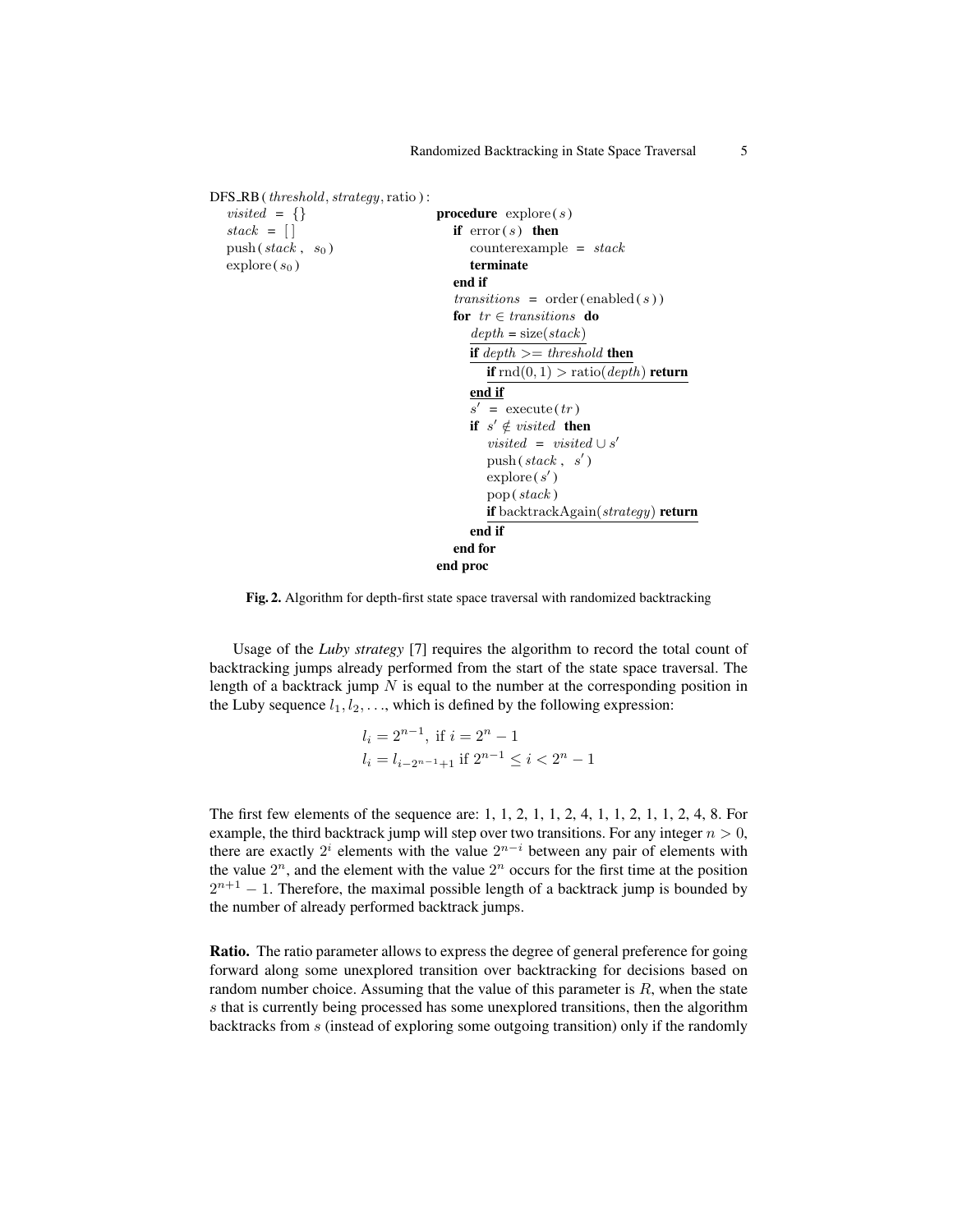```
DFS_RB ( threshold, strategy, ratio ) :
  visited = {}
  stack = [ ]
  push ( stack , s0 )
  explore ( s0 )

procedure explore ( s )
  if error ( s ) then
    counterexample = stack
    terminate
  end if
  transitions = order ( enabled ( s ) )
  for tr ∈ transitions do
    depth = size(stack)
    if depth >= threshold then
      if rnd(0, 1) > ratio(depth) return
    end if
    s' = execute ( tr )
    if s' ∉ visited then
      visited = visited ∪ s'
      push ( stack , s' )
      explore ( s' )
      pop ( stack )
      if backtrackAgain(strategy) return
    end if
  end for
end proc
```

**Fig. 2.** Algorithm for depth-first state space traversal with randomized backtracking

Usage of the *Luby strategy* [7] requires the algorithm to record the total count of backtracking jumps already performed from the start of the state space traversal. The length of a backtrack jump $N$ is equal to the number at the corresponding position in the Luby sequence $l_1, l_2, \ldots$, which is defined by the following expression:

$$l_i = 2^{n-1}, \text{ if } i = 2^n - 1$$
$$l_i = l_{i-2^{n-1}+1} \text{ if } 2^{n-1} \leq i < 2^n - 1$$

The first few elements of the sequence are: 1, 1, 2, 1, 1, 2, 4, 1, 1, 2, 1, 1, 2, 4, 8. For example, the third backtrack jump will step over two transitions. For any integer $n > 0$, there are exactly $2^i$ elements with the value $2^{n-i}$ between any pair of elements with the value $2^n$, and the element with the value $2^n$ occurs for the first time at the position $2^{n+1} - 1$. Therefore, the maximal possible length of a backtrack jump is bounded by the number of already performed backtrack jumps.

**Ratio.** The ratio parameter allows to express the degree of general preference for going forward along some unexplored transition over backtracking for decisions based on random number choice. Assuming that the value of this parameter is $R$, when the state $s$ that is currently being processed has some unexplored transitions, then the algorithm backtracks from $s$ (instead of exploring some outgoing transition) only if the randomly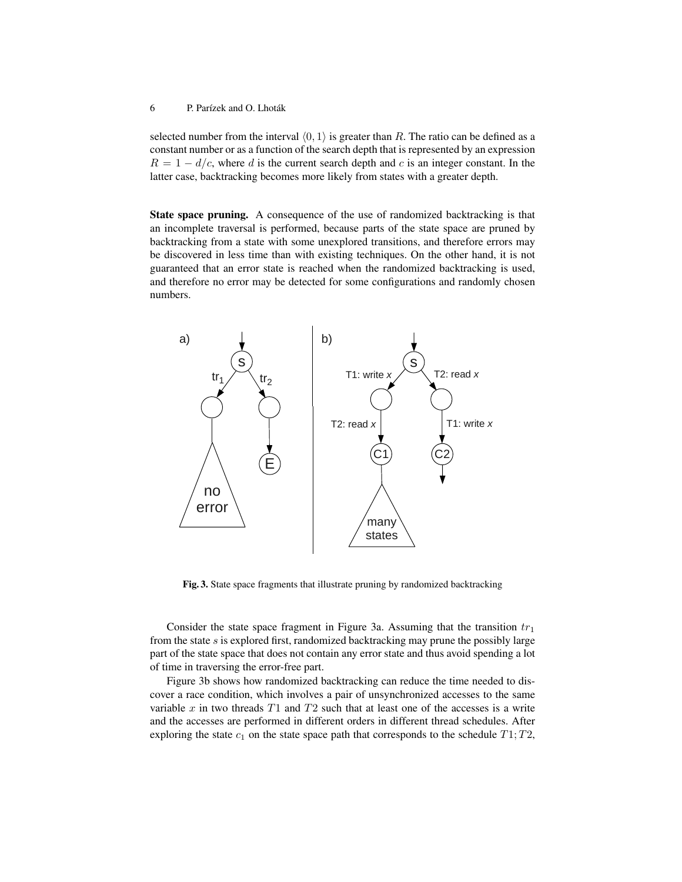selected number from the interval $\langle 0, 1\rangle$ is greater than $R$. The ratio can be defined as a constant number or as a function of the search depth that is represented by an expression $R = 1 - d/c$, where $d$ is the current search depth and $c$ is an integer constant. In the latter case, backtracking becomes more likely from states with a greater depth.

**State space pruning.** A consequence of the use of randomized backtracking is that an incomplete traversal is performed, because parts of the state space are pruned by backtracking from a state with some unexplored transitions, and therefore errors may be discovered in less time than with existing techniques. On the other hand, it is not guaranteed that an error state is reached when the randomized backtracking is used, and therefore no error may be detected for some configurations and randomly chosen numbers.

**Fig. 3.** State space fragments that illustrate pruning by randomized backtracking

Consider the state space fragment in Figure 3a. Assuming that the transition $tr_1$ from the state $s$ is explored first, randomized backtracking may prune the possibly large part of the state space that does not contain any error state and thus avoid spending a lot of time in traversing the error-free part.

Figure 3b shows how randomized backtracking can reduce the time needed to discover a race condition, which involves a pair of unsynchronized accesses to the same variable $x$ in two threads $T1$ and $T2$ such that at least one of the accesses is a write and the accesses are performed in different orders in different thread schedules. After exploring the state $c_1$ on the state space path that corresponds to the schedule $T1; T2$,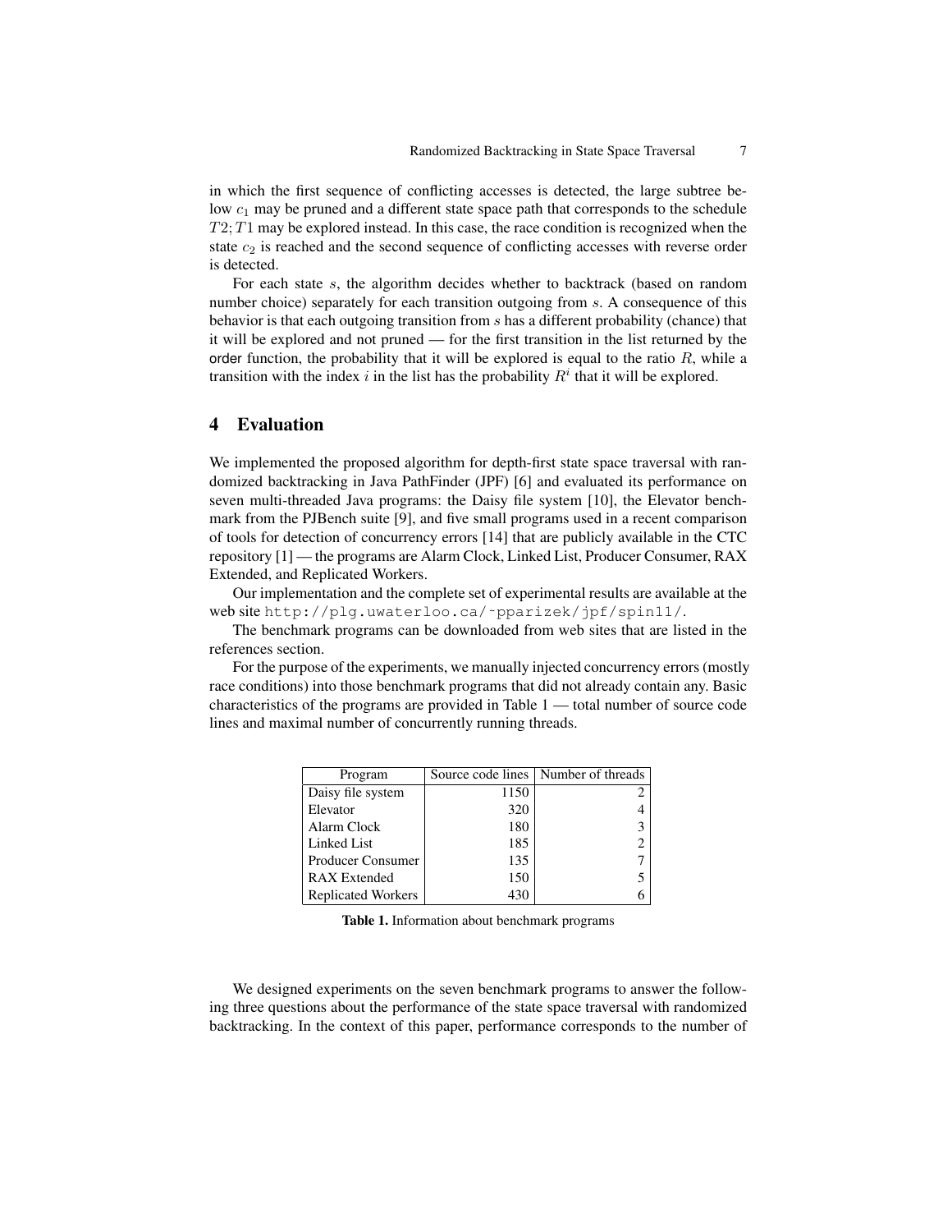in which the first sequence of conflicting accesses is detected, the large subtree below $c_1$ may be pruned and a different state space path that corresponds to the schedule $T2; T1$ may be explored instead. In this case, the race condition is recognized when the state $c_2$ is reached and the second sequence of conflicting accesses with reverse order is detected.

For each state $s$, the algorithm decides whether to backtrack (based on random number choice) separately for each transition outgoing from $s$. A consequence of this behavior is that each outgoing transition from $s$ has a different probability (chance) that it will be explored and not pruned — for the first transition in the list returned by the order function, the probability that it will be explored is equal to the ratio $R$, while a transition with the index $i$ in the list has the probability $R^i$ that it will be explored.

## 4 Evaluation

We implemented the proposed algorithm for depth-first state space traversal with randomized backtracking in Java PathFinder (JPF) [6] and evaluated its performance on seven multi-threaded Java programs: the Daisy file system [10], the Elevator benchmark from the PJBench suite [9], and five small programs used in a recent comparison of tools for detection of concurrency errors [14] that are publicly available in the CTC repository [1] — the programs are Alarm Clock, Linked List, Producer Consumer, RAX Extended, and Replicated Workers.

Our implementation and the complete set of experimental results are available at the web site `http://plg.uwaterloo.ca/~pparizek/jpf/spin11/`.

The benchmark programs can be downloaded from web sites that are listed in the references section.

For the purpose of the experiments, we manually injected concurrency errors (mostly race conditions) into those benchmark programs that did not already contain any. Basic characteristics of the programs are provided in Table 1 — total number of source code lines and maximal number of concurrently running threads.

| Program | Source code lines | Number of threads |
|---|---|---|
| Daisy file system | 1150 | 2 |
| Elevator | 320 | 4 |
| Alarm Clock | 180 | 3 |
| Linked List | 185 | 2 |
| Producer Consumer | 135 | 7 |
| RAX Extended | 150 | 5 |
| Replicated Workers | 430 | 6 |

**Table 1.** Information about benchmark programs

We designed experiments on the seven benchmark programs to answer the following three questions about the performance of the state space traversal with randomized backtracking. In the context of this paper, performance corresponds to the number of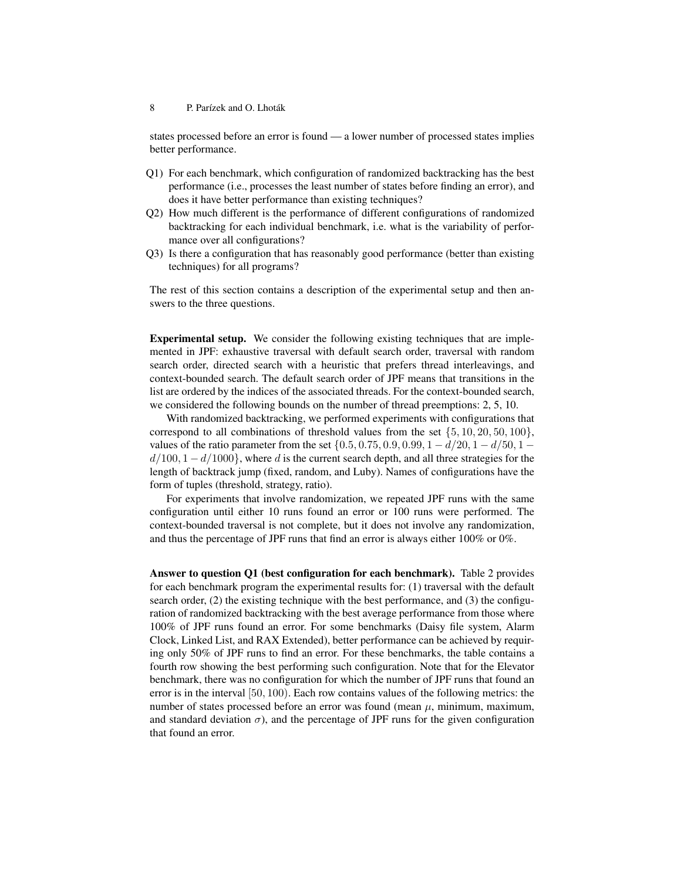states processed before an error is found — a lower number of processed states implies better performance.

- Q1) For each benchmark, which configuration of randomized backtracking has the best performance (i.e., processes the least number of states before finding an error), and does it have better performance than existing techniques?
- Q2) How much different is the performance of different configurations of randomized backtracking for each individual benchmark, i.e. what is the variability of performance over all configurations?
- Q3) Is there a configuration that has reasonably good performance (better than existing techniques) for all programs?

The rest of this section contains a description of the experimental setup and then answers to the three questions.

**Experimental setup.** We consider the following existing techniques that are implemented in JPF: exhaustive traversal with default search order, traversal with random search order, directed search with a heuristic that prefers thread interleavings, and context-bounded search. The default search order of JPF means that transitions in the list are ordered by the indices of the associated threads. For the context-bounded search, we considered the following bounds on the number of thread preemptions: 2, 5, 10.

With randomized backtracking, we performed experiments with configurations that correspond to all combinations of threshold values from the set $\{5, 10, 20, 50, 100\}$, values of the ratio parameter from the set $\{0.5, 0.75, 0.9, 0.99, 1 - d/20, 1 - d/50, 1 - d/100, 1 - d/1000\}$, where $d$ is the current search depth, and all three strategies for the length of backtrack jump (fixed, random, and Luby). Names of configurations have the form of tuples (threshold, strategy, ratio).

For experiments that involve randomization, we repeated JPF runs with the same configuration until either 10 runs found an error or 100 runs were performed. The context-bounded traversal is not complete, but it does not involve any randomization, and thus the percentage of JPF runs that find an error is always either 100% or 0%.

**Answer to question Q1 (best configuration for each benchmark).** Table 2 provides for each benchmark program the experimental results for: (1) traversal with the default search order, (2) the existing technique with the best performance, and (3) the configuration of randomized backtracking with the best average performance from those where 100% of JPF runs found an error. For some benchmarks (Daisy file system, Alarm Clock, Linked List, and RAX Extended), better performance can be achieved by requiring only 50% of JPF runs to find an error. For these benchmarks, the table contains a fourth row showing the best performing such configuration. Note that for the Elevator benchmark, there was no configuration for which the number of JPF runs that found an error is in the interval $[50, 100)$. Each row contains values of the following metrics: the number of states processed before an error was found (mean $\mu$, minimum, maximum, and standard deviation $\sigma$), and the percentage of JPF runs for the given configuration that found an error.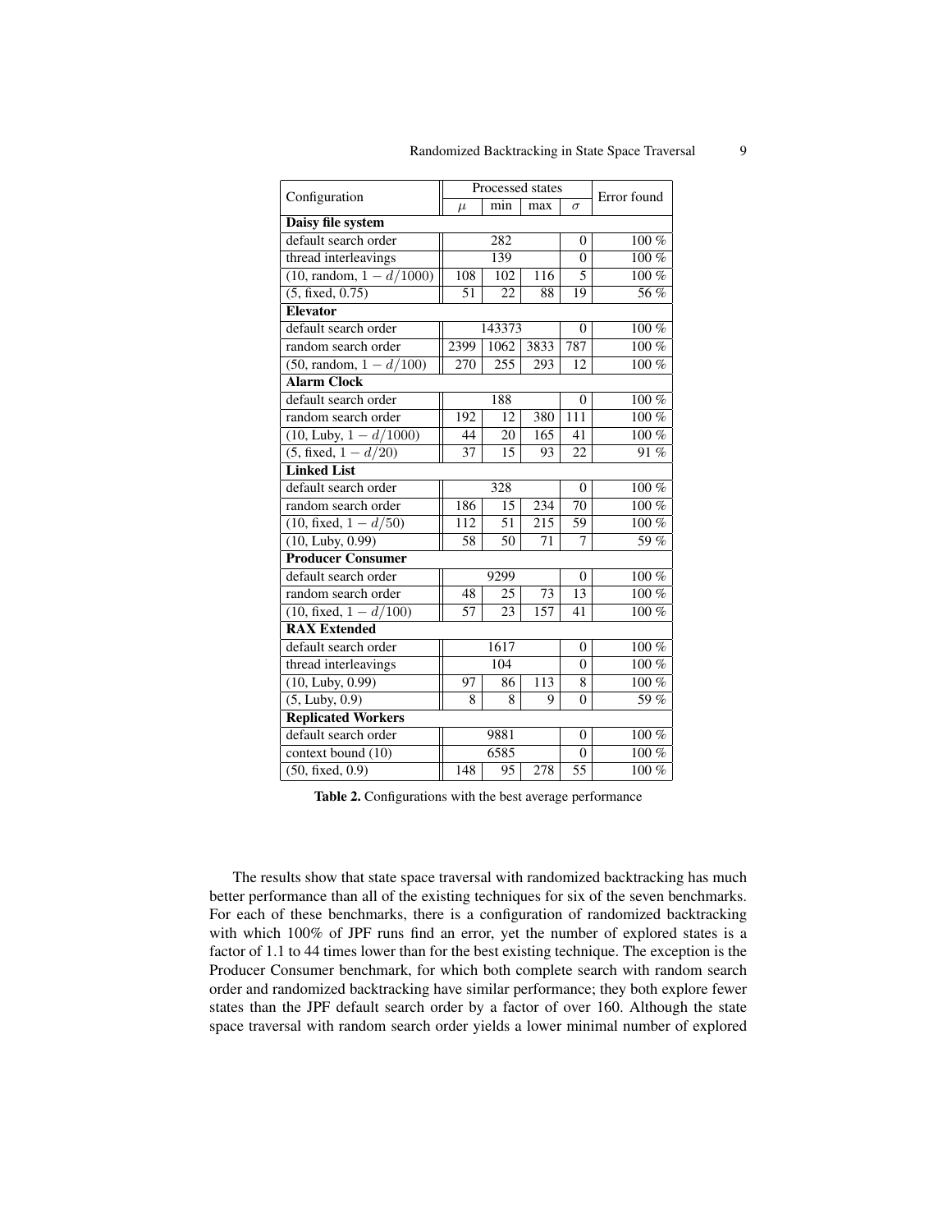| Configuration | Processed states | | | | Error found |
|---|---|---|---|---|---|
| | $\mu$ | min | max | $\sigma$ | |
| **Daisy file system** | | | | | |
| default search order | 282 | | | 0 | 100 % |
| thread interleavings | 139 | | | 0 | 100 % |
| (10, random, $1 - d/1000$) | 108 | 102 | 116 | 5 | 100 % |
| (5, fixed, 0.75) | 51 | 22 | 88 | 19 | 56 % |
| **Elevator** | | | | | |
| default search order | 143373 | | | 0 | 100 % |
| random search order | 2399 | 1062 | 3833 | 787 | 100 % |
| (50, random, $1 - d/100$) | 270 | 255 | 293 | 12 | 100 % |
| **Alarm Clock** | | | | | |
| default search order | 188 | | | 0 | 100 % |
| random search order | 192 | 12 | 380 | 111 | 100 % |
| (10, Luby, $1 - d/1000$) | 44 | 20 | 165 | 41 | 100 % |
| (5, fixed, $1 - d/20$) | 37 | 15 | 93 | 22 | 91 % |
| **Linked List** | | | | | |
| default search order | 328 | | | 0 | 100 % |
| random search order | 186 | 15 | 234 | 70 | 100 % |
| (10, fixed, $1 - d/50$) | 112 | 51 | 215 | 59 | 100 % |
| (10, Luby, 0.99) | 58 | 50 | 71 | 7 | 59 % |
| **Producer Consumer** | | | | | |
| default search order | 9299 | | | 0 | 100 % |
| random search order | 48 | 25 | 73 | 13 | 100 % |
| (10, fixed, $1 - d/100$) | 57 | 23 | 157 | 41 | 100 % |
| **RAX Extended** | | | | | |
| default search order | 1617 | | | 0 | 100 % |
| thread interleavings | 104 | | | 0 | 100 % |
| (10, Luby, 0.99) | 97 | 86 | 113 | 8 | 100 % |
| (5, Luby, 0.9) | 8 | 8 | 9 | 0 | 59 % |
| **Replicated Workers** | | | | | |
| default search order | 9881 | | | 0 | 100 % |
| context bound (10) | 6585 | | | 0 | 100 % |
| (50, fixed, 0.9) | 148 | 95 | 278 | 55 | 100 % |

**Table 2.** Configurations with the best average performance

The results show that state space traversal with randomized backtracking has much better performance than all of the existing techniques for six of the seven benchmarks. For each of these benchmarks, there is a configuration of randomized backtracking with which 100% of JPF runs find an error, yet the number of explored states is a factor of 1.1 to 44 times lower than for the best existing technique. The exception is the Producer Consumer benchmark, for which both complete search with random search order and randomized backtracking have similar performance; they both explore fewer states than the JPF default search order by a factor of over 160. Although the state space traversal with random search order yields a lower minimal number of explored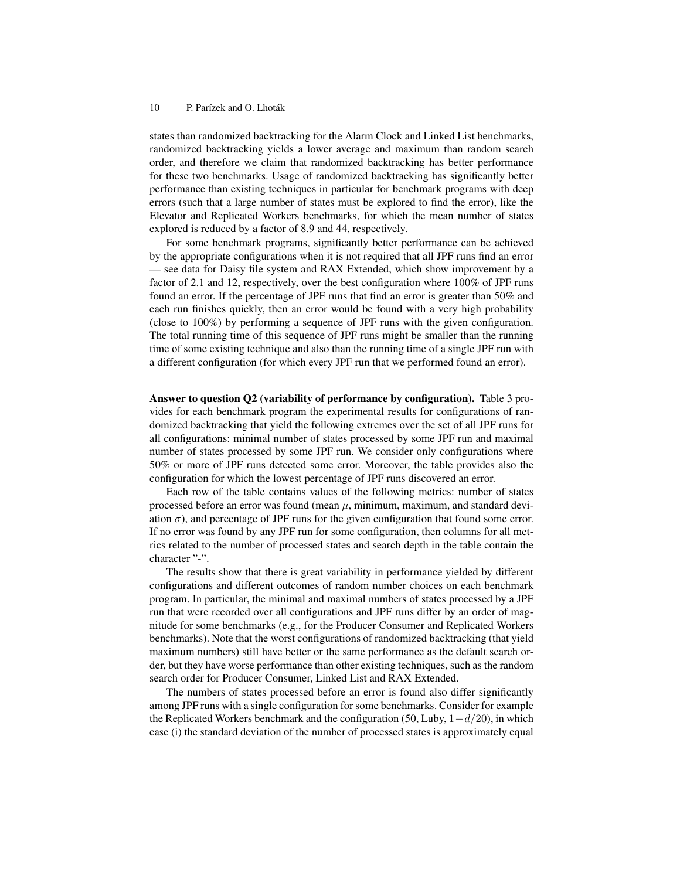states than randomized backtracking for the Alarm Clock and Linked List benchmarks, randomized backtracking yields a lower average and maximum than random search order, and therefore we claim that randomized backtracking has better performance for these two benchmarks. Usage of randomized backtracking has significantly better performance than existing techniques in particular for benchmark programs with deep errors (such that a large number of states must be explored to find the error), like the Elevator and Replicated Workers benchmarks, for which the mean number of states explored is reduced by a factor of 8.9 and 44, respectively.

For some benchmark programs, significantly better performance can be achieved by the appropriate configurations when it is not required that all JPF runs find an error — see data for Daisy file system and RAX Extended, which show improvement by a factor of 2.1 and 12, respectively, over the best configuration where 100% of JPF runs found an error. If the percentage of JPF runs that find an error is greater than 50% and each run finishes quickly, then an error would be found with a very high probability (close to 100%) by performing a sequence of JPF runs with the given configuration. The total running time of this sequence of JPF runs might be smaller than the running time of some existing technique and also than the running time of a single JPF run with a different configuration (for which every JPF run that we performed found an error).

**Answer to question Q2 (variability of performance by configuration).** Table 3 provides for each benchmark program the experimental results for configurations of randomized backtracking that yield the following extremes over the set of all JPF runs for all configurations: minimal number of states processed by some JPF run and maximal number of states processed by some JPF run. We consider only configurations where 50% or more of JPF runs detected some error. Moreover, the table provides also the configuration for which the lowest percentage of JPF runs discovered an error.

Each row of the table contains values of the following metrics: number of states processed before an error was found (mean $\mu$, minimum, maximum, and standard deviation $\sigma$), and percentage of JPF runs for the given configuration that found some error. If no error was found by any JPF run for some configuration, then columns for all metrics related to the number of processed states and search depth in the table contain the character "-".

The results show that there is great variability in performance yielded by different configurations and different outcomes of random number choices on each benchmark program. In particular, the minimal and maximal numbers of states processed by a JPF run that were recorded over all configurations and JPF runs differ by an order of magnitude for some benchmarks (e.g., for the Producer Consumer and Replicated Workers benchmarks). Note that the worst configurations of randomized backtracking (that yield maximum numbers) still have better or the same performance as the default search order, but they have worse performance than other existing techniques, such as the random search order for Producer Consumer, Linked List and RAX Extended.

The numbers of states processed before an error is found also differ significantly among JPF runs with a single configuration for some benchmarks. Consider for example the Replicated Workers benchmark and the configuration (50, Luby, $1-d/20$), in which case (i) the standard deviation of the number of processed states is approximately equal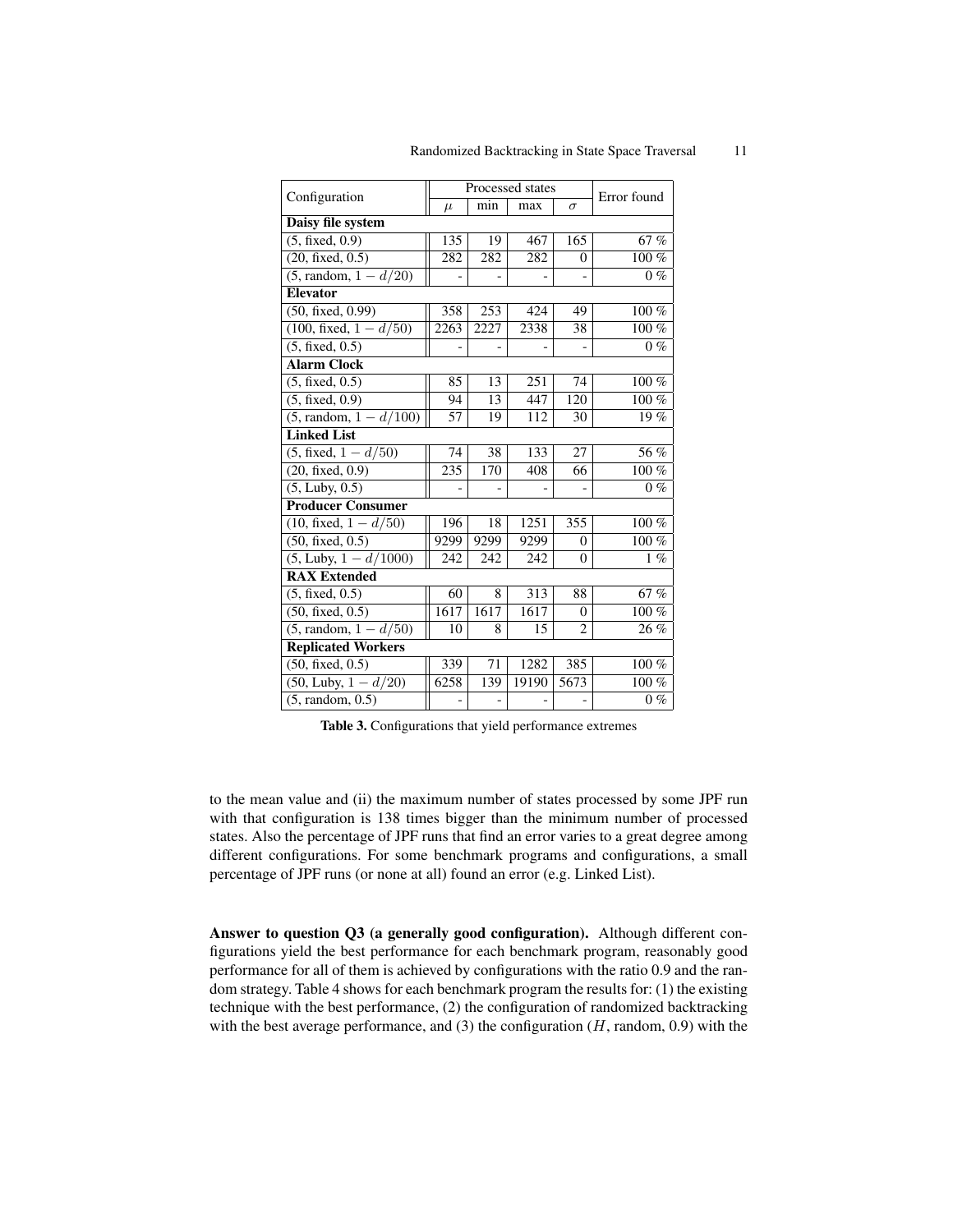| Configuration | Processed states | | | | Error found |
|---|---|---|---|---|---|
| | $\mu$ | min | max | $\sigma$ | |
| **Daisy file system** | | | | | |
| (5, fixed, 0.9) | 135 | 19 | 467 | 165 | 67 % |
| (20, fixed, 0.5) | 282 | 282 | 282 | 0 | 100 % |
| (5, random, $1 - d/20$) | - | - | - | - | 0 % |
| **Elevator** | | | | | |
| (50, fixed, 0.99) | 358 | 253 | 424 | 49 | 100 % |
| (100, fixed, $1 - d/50$) | 2263 | 2227 | 2338 | 38 | 100 % |
| (5, fixed, 0.5) | - | - | - | - | 0 % |
| **Alarm Clock** | | | | | |
| (5, fixed, 0.5) | 85 | 13 | 251 | 74 | 100 % |
| (5, fixed, 0.9) | 94 | 13 | 447 | 120 | 100 % |
| (5, random, $1 - d/100$) | 57 | 19 | 112 | 30 | 19 % |
| **Linked List** | | | | | |
| (5, fixed, $1 - d/50$) | 74 | 38 | 133 | 27 | 56 % |
| (20, fixed, 0.9) | 235 | 170 | 408 | 66 | 100 % |
| (5, Luby, 0.5) | - | - | - | - | 0 % |
| **Producer Consumer** | | | | | |
| (10, fixed, $1 - d/50$) | 196 | 18 | 1251 | 355 | 100 % |
| (50, fixed, 0.5) | 9299 | 9299 | 9299 | 0 | 100 % |
| (5, Luby, $1 - d/1000$) | 242 | 242 | 242 | 0 | 1 % |
| **RAX Extended** | | | | | |
| (5, fixed, 0.5) | 60 | 8 | 313 | 88 | 67 % |
| (50, fixed, 0.5) | 1617 | 1617 | 1617 | 0 | 100 % |
| (5, random, $1 - d/50$) | 10 | 8 | 15 | 2 | 26 % |
| **Replicated Workers** | | | | | |
| (50, fixed, 0.5) | 339 | 71 | 1282 | 385 | 100 % |
| (50, Luby, $1 - d/20$) | 6258 | 139 | 19190 | 5673 | 100 % |
| (5, random, 0.5) | - | - | - | - | 0 % |

**Table 3.** Configurations that yield performance extremes

to the mean value and (ii) the maximum number of states processed by some JPF run with that configuration is 138 times bigger than the minimum number of processed states. Also the percentage of JPF runs that find an error varies to a great degree among different configurations. For some benchmark programs and configurations, a small percentage of JPF runs (or none at all) found an error (e.g. Linked List).

**Answer to question Q3 (a generally good configuration).** Although different configurations yield the best performance for each benchmark program, reasonably good performance for all of them is achieved by configurations with the ratio 0.9 and the random strategy. Table 4 shows for each benchmark program the results for: (1) the existing technique with the best performance, (2) the configuration of randomized backtracking with the best average performance, and (3) the configuration ($H$, random, 0.9) with the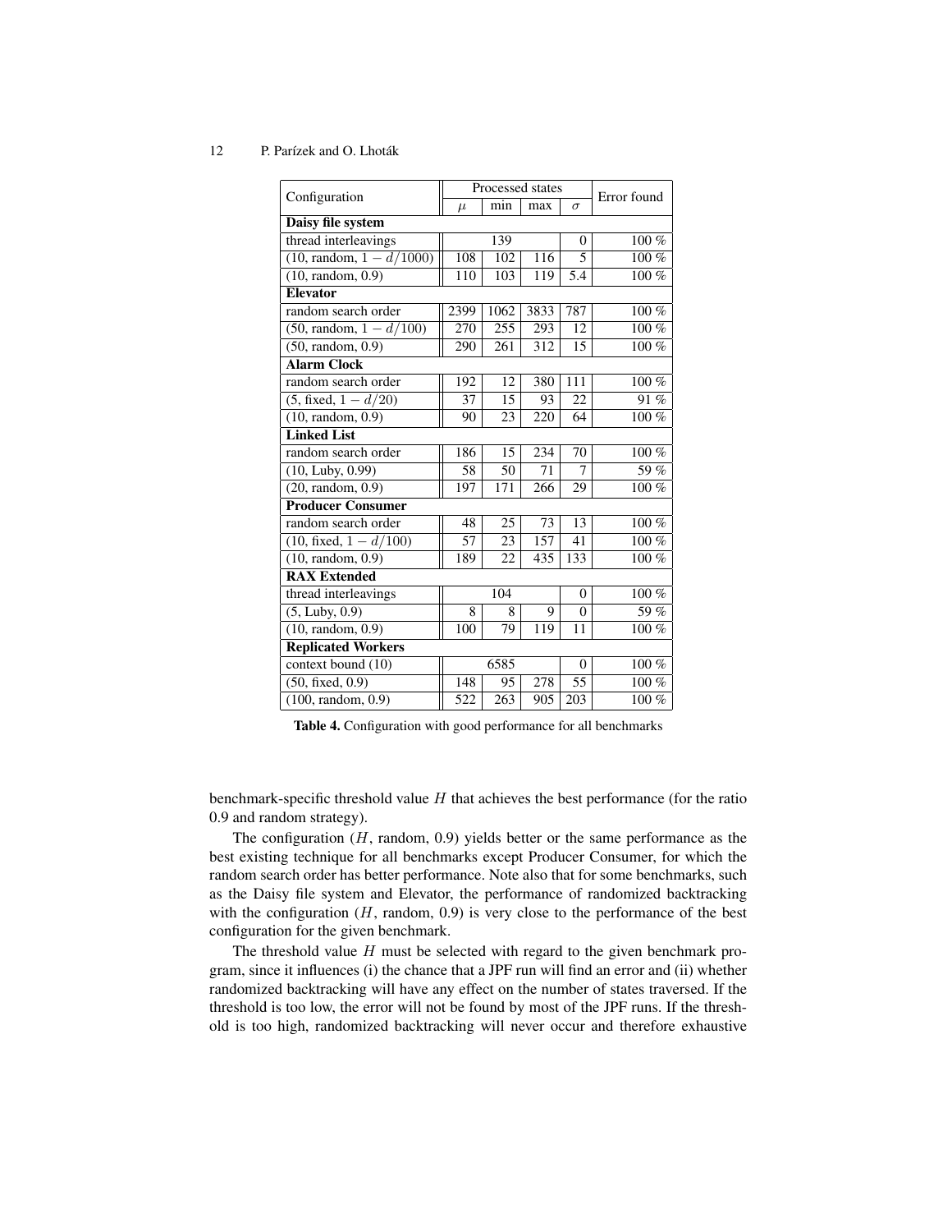| Configuration | Processed states | | | | Error found |
|---|---|---|---|---|---|
| | $\mu$ | min | max | $\sigma$ | |
| **Daisy file system** | | | | | |
| thread interleavings | 139 | | | 0 | 100 % |
| (10, random, $1 - d/1000$) | 108 | 102 | 116 | 5 | 100 % |
| (10, random, 0.9) | 110 | 103 | 119 | 5.4 | 100 % |
| **Elevator** | | | | | |
| random search order | 2399 | 1062 | 3833 | 787 | 100 % |
| (50, random, $1 - d/100$) | 270 | 255 | 293 | 12 | 100 % |
| (50, random, 0.9) | 290 | 261 | 312 | 15 | 100 % |
| **Alarm Clock** | | | | | |
| random search order | 192 | 12 | 380 | 111 | 100 % |
| (5, fixed, $1 - d/20$) | 37 | 15 | 93 | 22 | 91 % |
| (10, random, 0.9) | 90 | 23 | 220 | 64 | 100 % |
| **Linked List** | | | | | |
| random search order | 186 | 15 | 234 | 70 | 100 % |
| (10, Luby, 0.99) | 58 | 50 | 71 | 7 | 59 % |
| (20, random, 0.9) | 197 | 171 | 266 | 29 | 100 % |
| **Producer Consumer** | | | | | |
| random search order | 48 | 25 | 73 | 13 | 100 % |
| (10, fixed, $1 - d/100$) | 57 | 23 | 157 | 41 | 100 % |
| (10, random, 0.9) | 189 | 22 | 435 | 133 | 100 % |
| **RAX Extended** | | | | | |
| thread interleavings | 104 | | | 0 | 100 % |
| (5, Luby, 0.9) | 8 | 8 | 9 | 0 | 59 % |
| (10, random, 0.9) | 100 | 79 | 119 | 11 | 100 % |
| **Replicated Workers** | | | | | |
| context bound (10) | 6585 | | | 0 | 100 % |
| (50, fixed, 0.9) | 148 | 95 | 278 | 55 | 100 % |
| (100, random, 0.9) | 522 | 263 | 905 | 203 | 100 % |

**Table 4.** Configuration with good performance for all benchmarks

benchmark-specific threshold value $H$ that achieves the best performance (for the ratio 0.9 and random strategy).

The configuration ($H$, random, 0.9) yields better or the same performance as the best existing technique for all benchmarks except Producer Consumer, for which the random search order has better performance. Note also that for some benchmarks, such as the Daisy file system and Elevator, the performance of randomized backtracking with the configuration ($H$, random, 0.9) is very close to the performance of the best configuration for the given benchmark.

The threshold value $H$ must be selected with regard to the given benchmark program, since it influences (i) the chance that a JPF run will find an error and (ii) whether randomized backtracking will have any effect on the number of states traversed. If the threshold is too low, the error will not be found by most of the JPF runs. If the threshold is too high, randomized backtracking will never occur and therefore exhaustive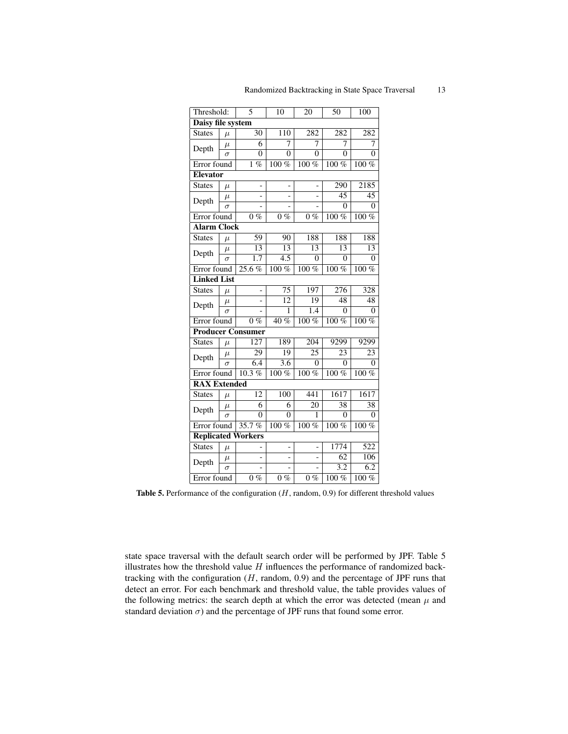| Threshold: | | 5 | 10 | 20 | 50 | 100 |
|---|---|---|---|---|---|---|
| **Daisy file system** | | | | | | |
| States | $\mu$ | 30 | 110 | 282 | 282 | 282 |
| Depth | $\mu$ | 6 | 7 | 7 | 7 | 7 |
| | $\sigma$ | 0 | 0 | 0 | 0 | 0 |
| Error found | | 1 % | 100 % | 100 % | 100 % | 100 % |
| **Elevator** | | | | | | |
| States | $\mu$ | - | - | - | 290 | 2185 |
| Depth | $\mu$ | - | - | - | 45 | 45 |
| | $\sigma$ | - | - | - | 0 | 0 |
| Error found | | 0 % | 0 % | 0 % | 100 % | 100 % |
| **Alarm Clock** | | | | | | |
| States | $\mu$ | 59 | 90 | 188 | 188 | 188 |
| Depth | $\mu$ | 13 | 13 | 13 | 13 | 13 |
| | $\sigma$ | 1.7 | 4.5 | 0 | 0 | 0 |
| Error found | | 25.6 % | 100 % | 100 % | 100 % | 100 % |
| **Linked List** | | | | | | |
| States | $\mu$ | - | 75 | 197 | 276 | 328 |
| Depth | $\mu$ | - | 12 | 19 | 48 | 48 |
| | $\sigma$ | - | 1 | 1.4 | 0 | 0 |
| Error found | | 0 % | 40 % | 100 % | 100 % | 100 % |
| **Producer Consumer** | | | | | | |
| States | $\mu$ | 127 | 189 | 204 | 9299 | 9299 |
| Depth | $\mu$ | 29 | 19 | 25 | 23 | 23 |
| | $\sigma$ | 6.4 | 3.6 | 0 | 0 | 0 |
| Error found | | 10.3 % | 100 % | 100 % | 100 % | 100 % |
| **RAX Extended** | | | | | | |
| States | $\mu$ | 12 | 100 | 441 | 1617 | 1617 |
| Depth | $\mu$ | 6 | 6 | 20 | 38 | 38 |
| | $\sigma$ | 0 | 0 | 1 | 0 | 0 |
| Error found | | 35.7 % | 100 % | 100 % | 100 % | 100 % |
| **Replicated Workers** | | | | | | |
| States | $\mu$ | - | - | - | 1774 | 522 |
| Depth | $\mu$ | - | - | - | 62 | 106 |
| | $\sigma$ | - | - | - | 3.2 | 6.2 |
| Error found | | 0 % | 0 % | 0 % | 100 % | 100 % |

**Table 5.** Performance of the configuration ($H$, random, 0.9) for different threshold values

state space traversal with the default search order will be performed by JPF. Table 5 illustrates how the threshold value $H$ influences the performance of randomized backtracking with the configuration ($H$, random, 0.9) and the percentage of JPF runs that detect an error. For each benchmark and threshold value, the table provides values of the following metrics: the search depth at which the error was detected (mean $\mu$ and standard deviation $\sigma$) and the percentage of JPF runs that found some error.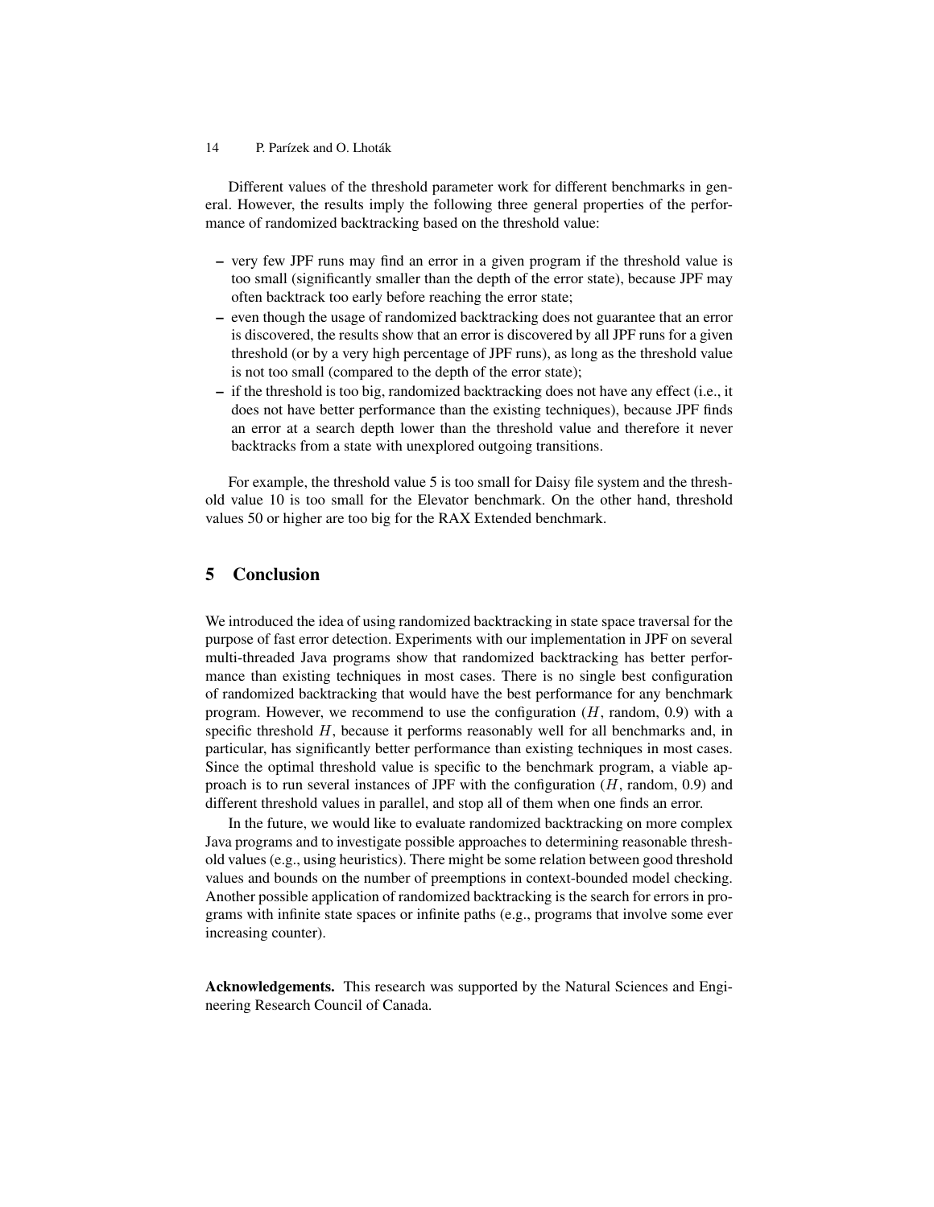Different values of the threshold parameter work for different benchmarks in general. However, the results imply the following three general properties of the performance of randomized backtracking based on the threshold value:

- very few JPF runs may find an error in a given program if the threshold value is too small (significantly smaller than the depth of the error state), because JPF may often backtrack too early before reaching the error state;
- even though the usage of randomized backtracking does not guarantee that an error is discovered, the results show that an error is discovered by all JPF runs for a given threshold (or by a very high percentage of JPF runs), as long as the threshold value is not too small (compared to the depth of the error state);
- if the threshold is too big, randomized backtracking does not have any effect (i.e., it does not have better performance than the existing techniques), because JPF finds an error at a search depth lower than the threshold value and therefore it never backtracks from a state with unexplored outgoing transitions.

For example, the threshold value 5 is too small for Daisy file system and the threshold value 10 is too small for the Elevator benchmark. On the other hand, threshold values 50 or higher are too big for the RAX Extended benchmark.

## 5 Conclusion

We introduced the idea of using randomized backtracking in state space traversal for the purpose of fast error detection. Experiments with our implementation in JPF on several multi-threaded Java programs show that randomized backtracking has better performance than existing techniques in most cases. There is no single best configuration of randomized backtracking that would have the best performance for any benchmark program. However, we recommend to use the configuration ($H$, random, 0.9) with a specific threshold $H$, because it performs reasonably well for all benchmarks and, in particular, has significantly better performance than existing techniques in most cases. Since the optimal threshold value is specific to the benchmark program, a viable approach is to run several instances of JPF with the configuration ($H$, random, 0.9) and different threshold values in parallel, and stop all of them when one finds an error.

In the future, we would like to evaluate randomized backtracking on more complex Java programs and to investigate possible approaches to determining reasonable threshold values (e.g., using heuristics). There might be some relation between good threshold values and bounds on the number of preemptions in context-bounded model checking. Another possible application of randomized backtracking is the search for errors in programs with infinite state spaces or infinite paths (e.g., programs that involve some ever increasing counter).

**Acknowledgements.** This research was supported by the Natural Sciences and Engineering Research Council of Canada.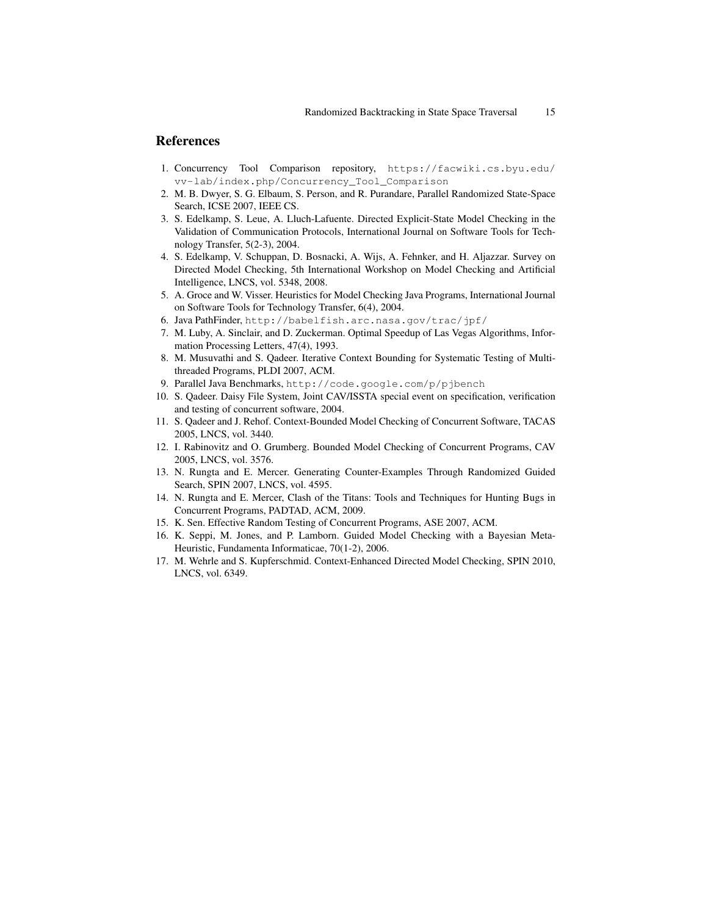## References

1. Concurrency Tool Comparison repository, https://facwiki.cs.byu.edu/vv-lab/index.php/Concurrency_Tool_Comparison
2. M. B. Dwyer, S. G. Elbaum, S. Person, and R. Purandare, Parallel Randomized State-Space Search, ICSE 2007, IEEE CS.
3. S. Edelkamp, S. Leue, A. Lluch-Lafuente. Directed Explicit-State Model Checking in the Validation of Communication Protocols, International Journal on Software Tools for Technology Transfer, 5(2-3), 2004.
4. S. Edelkamp, V. Schuppan, D. Bosnacki, A. Wijs, A. Fehnker, and H. Aljazzar. Survey on Directed Model Checking, 5th International Workshop on Model Checking and Artificial Intelligence, LNCS, vol. 5348, 2008.
5. A. Groce and W. Visser. Heuristics for Model Checking Java Programs, International Journal on Software Tools for Technology Transfer, 6(4), 2004.
6. Java PathFinder, http://babelfish.arc.nasa.gov/trac/jpf/
7. M. Luby, A. Sinclair, and D. Zuckerman. Optimal Speedup of Las Vegas Algorithms, Information Processing Letters, 47(4), 1993.
8. M. Musuvathi and S. Qadeer. Iterative Context Bounding for Systematic Testing of Multithreaded Programs, PLDI 2007, ACM.
9. Parallel Java Benchmarks, http://code.google.com/p/pjbench
10. S. Qadeer. Daisy File System, Joint CAV/ISSTA special event on specification, verification and testing of concurrent software, 2004.
11. S. Qadeer and J. Rehof. Context-Bounded Model Checking of Concurrent Software, TACAS 2005, LNCS, vol. 3440.
12. I. Rabinovitz and O. Grumberg. Bounded Model Checking of Concurrent Programs, CAV 2005, LNCS, vol. 3576.
13. N. Rungta and E. Mercer. Generating Counter-Examples Through Randomized Guided Search, SPIN 2007, LNCS, vol. 4595.
14. N. Rungta and E. Mercer, Clash of the Titans: Tools and Techniques for Hunting Bugs in Concurrent Programs, PADTAD, ACM, 2009.
15. K. Sen. Effective Random Testing of Concurrent Programs, ASE 2007, ACM.
16. K. Seppi, M. Jones, and P. Lamborn. Guided Model Checking with a Bayesian Meta-Heuristic, Fundamenta Informaticae, 70(1-2), 2006.
17. M. Wehrle and S. Kupferschmid. Context-Enhanced Directed Model Checking, SPIN 2010, LNCS, vol. 6349.